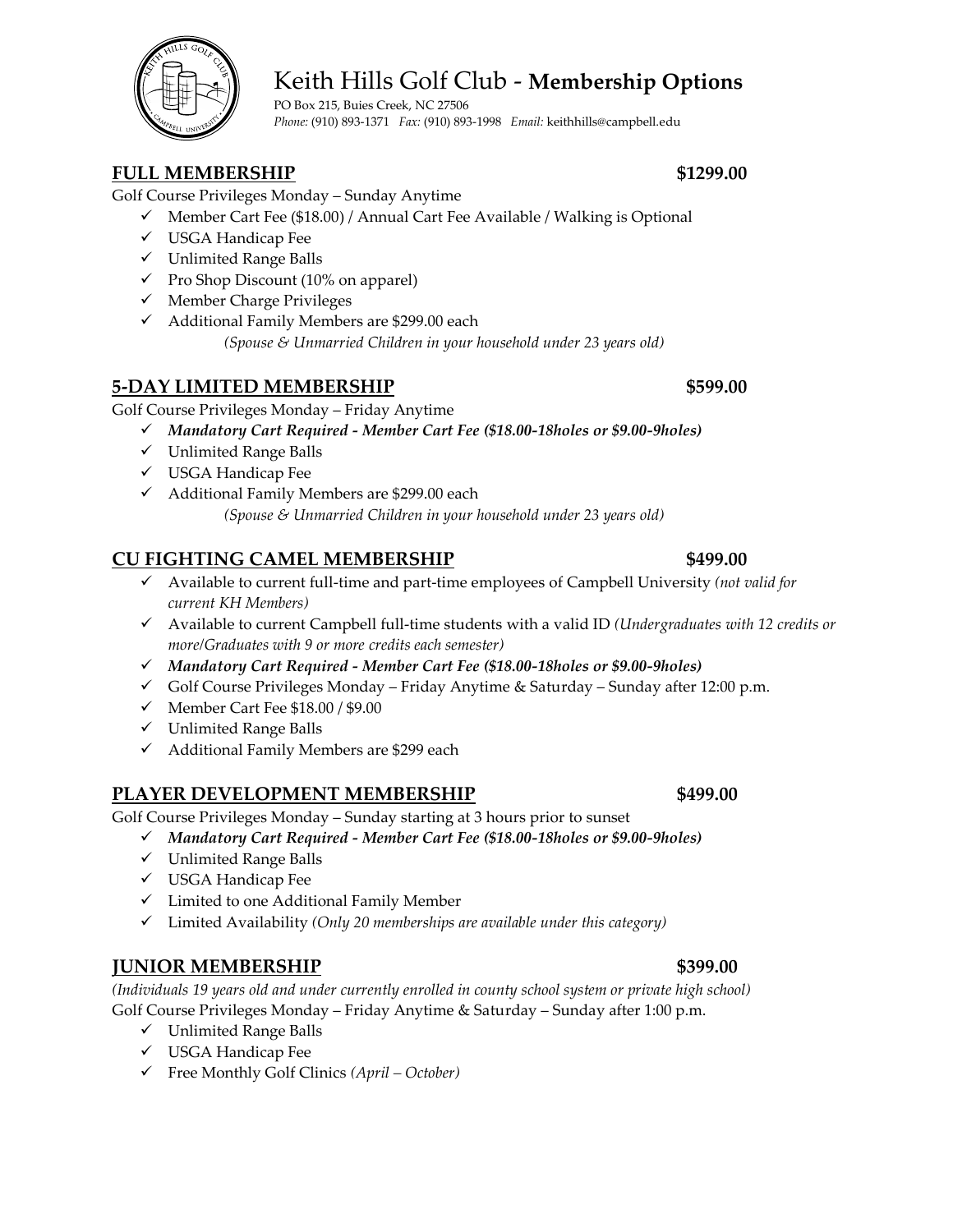# Keith Hills Golf Club - **Membership Options**

PO Box 215, Buies Creek, NC 27506
*Phone:* (910) 893-1371 *Fax:* (910) 893-1998 *Email:* keithhills@campbell.edu

## FULL MEMBERSHIP $1299.00

Golf Course Privileges Monday – Sunday Anytime

- ✓ Member Cart Fee ($18.00) / Annual Cart Fee Available / Walking is Optional
- ✓ USGA Handicap Fee
- ✓ Unlimited Range Balls
- ✓ Pro Shop Discount (10% on apparel)
- ✓ Member Charge Privileges
- ✓ Additional Family Members are $299.00 each
  *(Spouse & Unmarried Children in your household under 23 years old)*

## 5-DAY LIMITED MEMBERSHIP $599.00

Golf Course Privileges Monday – Friday Anytime

- ✓ ***Mandatory Cart Required - Member Cart Fee ($18.00-18holes or $9.00-9holes)***
- ✓ Unlimited Range Balls
- ✓ USGA Handicap Fee
- ✓ Additional Family Members are $299.00 each
  *(Spouse & Unmarried Children in your household under 23 years old)*

## CU FIGHTING CAMEL MEMBERSHIP $499.00

- ✓ Available to current full-time and part-time employees of Campbell University *(not valid for current KH Members)*
- ✓ Available to current Campbell full-time students with a valid ID *(Undergraduates with 12 credits or more/Graduates with 9 or more credits each semester)*
- ✓ ***Mandatory Cart Required - Member Cart Fee ($18.00-18holes or $9.00-9holes)***
- ✓ Golf Course Privileges Monday – Friday Anytime & Saturday – Sunday after 12:00 p.m.
- ✓ Member Cart Fee $18.00 / $9.00
- ✓ Unlimited Range Balls
- ✓ Additional Family Members are $299 each

## PLAYER DEVELOPMENT MEMBERSHIP $499.00

Golf Course Privileges Monday – Sunday starting at 3 hours prior to sunset

- ✓ ***Mandatory Cart Required - Member Cart Fee ($18.00-18holes or $9.00-9holes)***
- ✓ Unlimited Range Balls
- ✓ USGA Handicap Fee
- ✓ Limited to one Additional Family Member
- ✓ Limited Availability *(Only 20 memberships are available under this category)*

## JUNIOR MEMBERSHIP $399.00

*(Individuals 19 years old and under currently enrolled in county school system or private high school)*
Golf Course Privileges Monday – Friday Anytime & Saturday – Sunday after 1:00 p.m.

- ✓ Unlimited Range Balls
- ✓ USGA Handicap Fee
- ✓ Free Monthly Golf Clinics *(April – October)*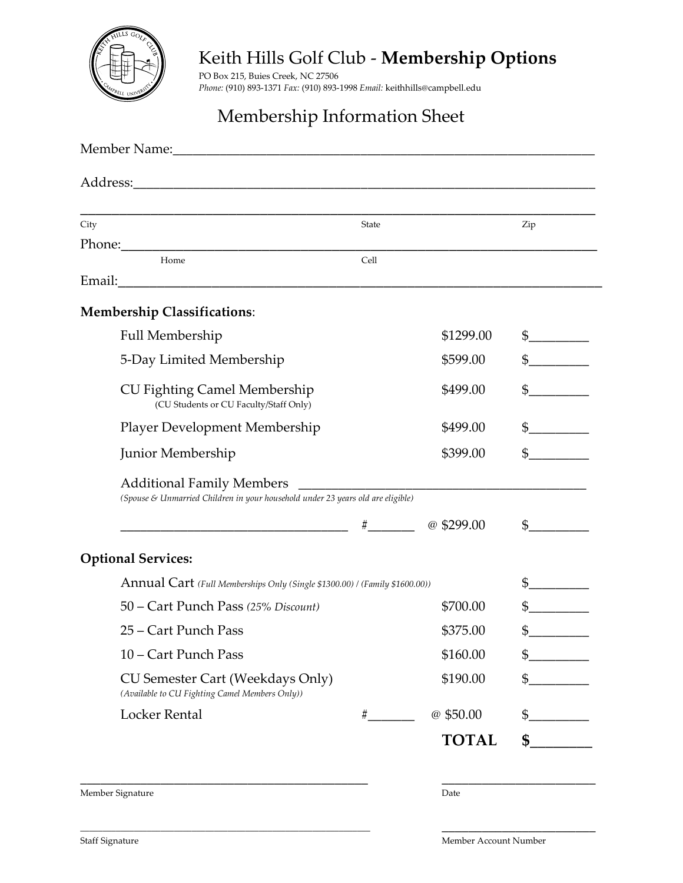# Keith Hills Golf Club - **Membership Options**

PO Box 215, Buies Creek, NC 27506
*Phone:* (910) 893-1371 *Fax:* (910) 893-1998 *Email:* keithhills@campbell.edu

## Membership Information Sheet

Member Name:_______________________________________________

Address:___________________________________________________

___________________________________________________________
City State Zip

Phone:_____________________________________________________
Home Cell

Email:_____________________________________________________

**Membership Classifications**:

| | | | |
|---|---|---|---|
| Full Membership | | $1299.00 | $________ |
| 5-Day Limited Membership | | $599.00 | $________ |
| CU Fighting Camel Membership (CU Students or CU Faculty/Staff Only) | | $499.00 | $________ |
| Player Development Membership | | $499.00 | $________ |
| Junior Membership | | $399.00 | $________ |
| Additional Family Members ____________________ *(Spouse & Unmarried Children in your household under 23 years old are eligible)* | | | |
| ______________________ | #_______ | @ $299.00 | $________ |

**Optional Services:**

| | | | |
|---|---|---|---|
| Annual Cart *(Full Memberships Only (Single $1300.00) / (Family $1600.00))* | | | $________ |
| 50 – Cart Punch Pass *(25% Discount)* | | $700.00 | $________ |
| 25 – Cart Punch Pass | | $375.00 | $________ |
| 10 – Cart Punch Pass | | $160.00 | $________ |
| CU Semester Cart (Weekdays Only) *(Available to CU Fighting Camel Members Only))* | | $190.00 | $________ |
| Locker Rental | #_______ | @ $50.00 | $________ |
| | | **TOTAL** | **$________** |

_______________________________ _______________________
Member Signature Date

_______________________________ _______________________
Staff Signature Member Account Number